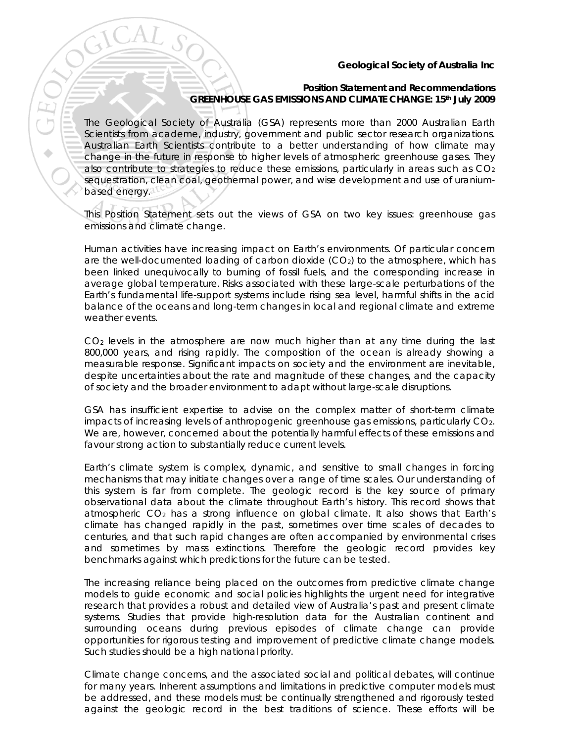**Geological Society of Australia Inc**

**Position Statement and Recommendations**
**GREENHOUSE GAS EMISSIONS AND CLIMATE CHANGE: 15th July 2009**

The Geological Society of Australia (GSA) represents more than 2000 Australian Earth Scientists from academe, industry, government and public sector research organizations. Australian Earth Scientists contribute to a better understanding of how climate may change in the future in response to higher levels of atmospheric greenhouse gases. They also contribute to strategies to reduce these emissions, particularly in areas such as $CO_2$ sequestration, clean coal, geothermal power, and wise development and use of uranium-based energy.

This Position Statement sets out the views of GSA on two key issues: greenhouse gas emissions and climate change.

Human activities have increasing impact on Earth's environments. Of particular concern are the well-documented loading of carbon dioxide ($CO_2$) to the atmosphere, which has been linked unequivocally to burning of fossil fuels, and the corresponding increase in average global temperature. Risks associated with these large-scale perturbations of the Earth's fundamental life-support systems include rising sea level, harmful shifts in the acid balance of the oceans and long-term changes in local and regional climate and extreme weather events.

$CO_2$ levels in the atmosphere are now much higher than at any time during the last 800,000 years, and rising rapidly. The composition of the ocean is already showing a measurable response. Significant impacts on society and the environment are inevitable, despite uncertainties about the rate and magnitude of these changes, and the capacity of society and the broader environment to adapt without large-scale disruptions.

GSA has insufficient expertise to advise on the complex matter of short-term climate impacts of increasing levels of anthropogenic greenhouse gas emissions, particularly $CO_2$. We are, however, concerned about the potentially harmful effects of these emissions and favour strong action to substantially reduce current levels.

Earth's climate system is complex, dynamic, and sensitive to small changes in forcing mechanisms that may initiate changes over a range of time scales. Our understanding of this system is far from complete. The geologic record is the key source of primary observational data about the climate throughout Earth's history. This record shows that atmospheric $CO_2$ has a strong influence on global climate. It also shows that Earth's climate has changed rapidly in the past, sometimes over time scales of decades to centuries, and that such rapid changes are often accompanied by environmental crises and sometimes by mass extinctions. Therefore the geologic record provides key benchmarks against which predictions for the future can be tested.

The increasing reliance being placed on the outcomes from predictive climate change models to guide economic and social policies highlights the urgent need for integrative research that provides a robust and detailed view of Australia's past and present climate systems. Studies that provide high-resolution data for the Australian continent and surrounding oceans during previous episodes of climate change can provide opportunities for rigorous testing and improvement of predictive climate change models. Such studies should be a high national priority.

Climate change concerns, and the associated social and political debates, will continue for many years. Inherent assumptions and limitations in predictive computer models must be addressed, and these models must be continually strengthened and rigorously tested against the geologic record in the best traditions of science. These efforts will be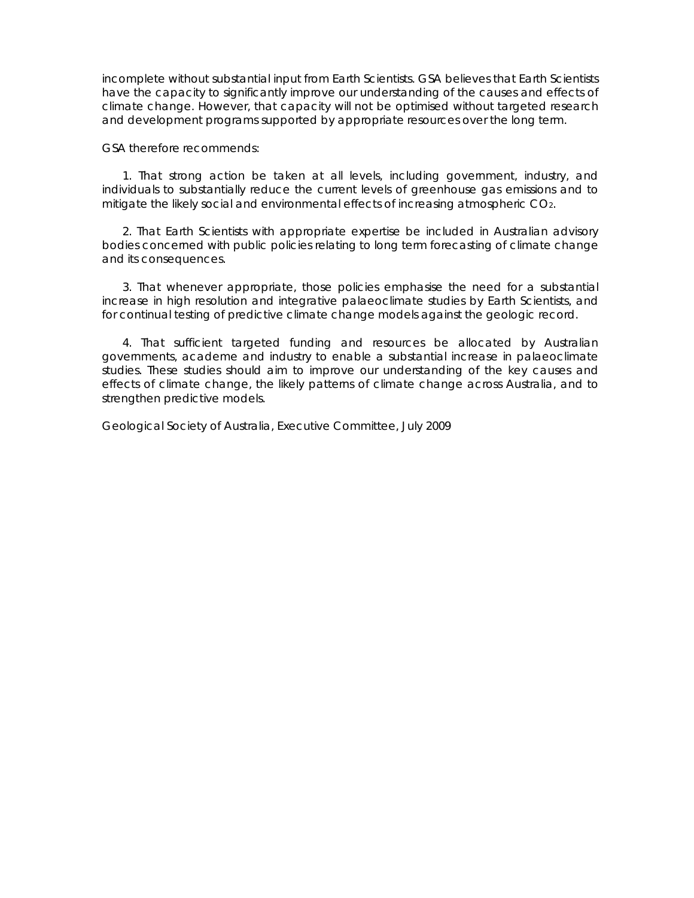incomplete without substantial input from Earth Scientists. GSA believes that Earth Scientists have the capacity to significantly improve our understanding of the causes and effects of climate change. However, that capacity will not be optimised without targeted research and development programs supported by appropriate resources over the long term.

GSA therefore recommends:

1. That strong action be taken at all levels, including government, industry, and individuals to substantially reduce the current levels of greenhouse gas emissions and to mitigate the likely social and environmental effects of increasing atmospheric $CO_2$.

2. That Earth Scientists with appropriate expertise be included in Australian advisory bodies concerned with public policies relating to long term forecasting of climate change and its consequences.

3. That whenever appropriate, those policies emphasise the need for a substantial increase in high resolution and integrative palaeoclimate studies by Earth Scientists, and for continual testing of predictive climate change models against the geologic record.

4. That sufficient targeted funding and resources be allocated by Australian governments, academe and industry to enable a substantial increase in palaeoclimate studies. These studies should aim to improve our understanding of the key causes and effects of climate change, the likely patterns of climate change across Australia, and to strengthen predictive models.

Geological Society of Australia, Executive Committee, July 2009